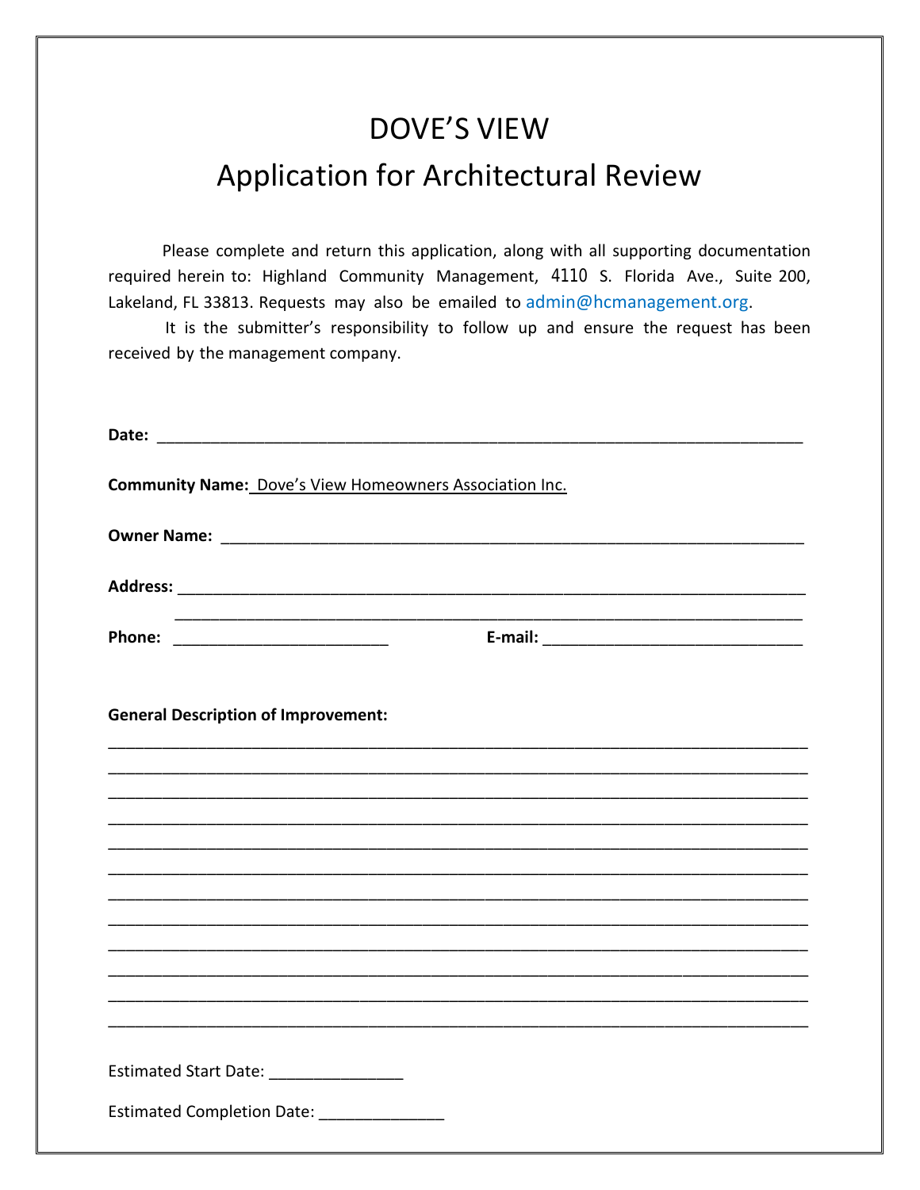# DOVE'S VIEW

# Application for Architectural Review

Please complete and return this application, along with all supporting documentation required herein to: Highland Community Management, 4110 S. Florida Ave., Suite 200, Lakeland, FL 33813. Requests may also be emailed to admin@hcmanagement.org.

It is the submitter's responsibility to follow up and ensure the request has been received by the management company.

**Date:** ___________________________________________________________________________

**Community Name:** Dove's View Homeowners Association Inc.

**Owner Name:** ____________________________________________________________________

**Address:** ________________________________________________________________________

________________________________________________________________________

**Phone:** _________________________ **E-mail:** ______________________________

**General Description of Improvement:**

________________________________________________________________________________

________________________________________________________________________________

________________________________________________________________________________

________________________________________________________________________________

________________________________________________________________________________

________________________________________________________________________________

________________________________________________________________________________

________________________________________________________________________________

________________________________________________________________________________

________________________________________________________________________________

________________________________________________________________________________

________________________________________________________________________________

Estimated Start Date: _______________

Estimated Completion Date: ______________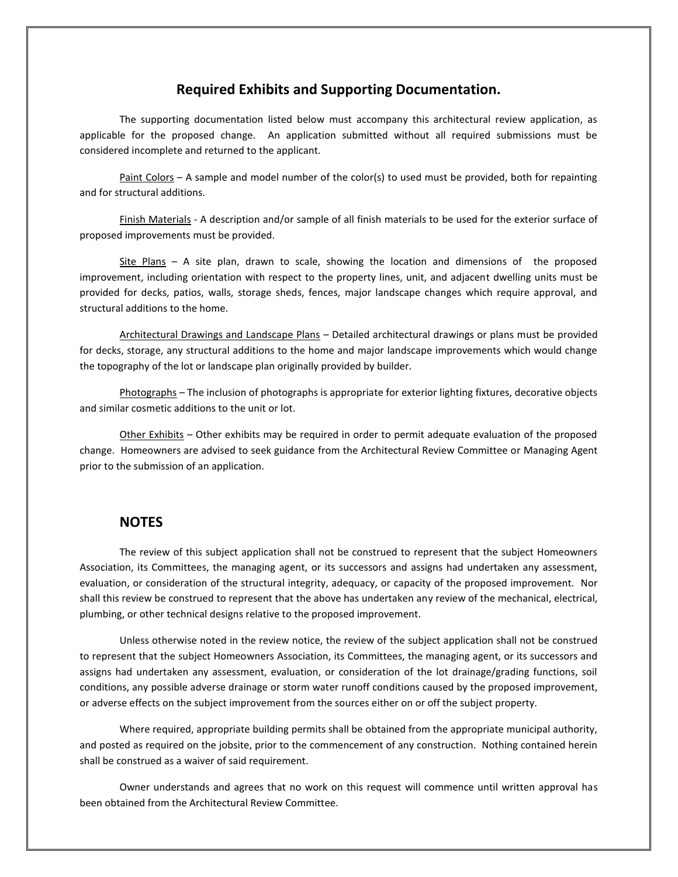## Required Exhibits and Supporting Documentation.

The supporting documentation listed below must accompany this architectural review application, as applicable for the proposed change. An application submitted without all required submissions must be considered incomplete and returned to the applicant.

Paint Colors – A sample and model number of the color(s) to used must be provided, both for repainting and for structural additions.

Finish Materials - A description and/or sample of all finish materials to be used for the exterior surface of proposed improvements must be provided.

Site Plans – A site plan, drawn to scale, showing the location and dimensions of the proposed improvement, including orientation with respect to the property lines, unit, and adjacent dwelling units must be provided for decks, patios, walls, storage sheds, fences, major landscape changes which require approval, and structural additions to the home.

Architectural Drawings and Landscape Plans – Detailed architectural drawings or plans must be provided for decks, storage, any structural additions to the home and major landscape improvements which would change the topography of the lot or landscape plan originally provided by builder.

Photographs – The inclusion of photographs is appropriate for exterior lighting fixtures, decorative objects and similar cosmetic additions to the unit or lot.

Other Exhibits – Other exhibits may be required in order to permit adequate evaluation of the proposed change. Homeowners are advised to seek guidance from the Architectural Review Committee or Managing Agent prior to the submission of an application.

## NOTES

The review of this subject application shall not be construed to represent that the subject Homeowners Association, its Committees, the managing agent, or its successors and assigns had undertaken any assessment, evaluation, or consideration of the structural integrity, adequacy, or capacity of the proposed improvement. Nor shall this review be construed to represent that the above has undertaken any review of the mechanical, electrical, plumbing, or other technical designs relative to the proposed improvement.

Unless otherwise noted in the review notice, the review of the subject application shall not be construed to represent that the subject Homeowners Association, its Committees, the managing agent, or its successors and assigns had undertaken any assessment, evaluation, or consideration of the lot drainage/grading functions, soil conditions, any possible adverse drainage or storm water runoff conditions caused by the proposed improvement, or adverse effects on the subject improvement from the sources either on or off the subject property.

Where required, appropriate building permits shall be obtained from the appropriate municipal authority, and posted as required on the jobsite, prior to the commencement of any construction. Nothing contained herein shall be construed as a waiver of said requirement.

Owner understands and agrees that no work on this request will commence until written approval has been obtained from the Architectural Review Committee.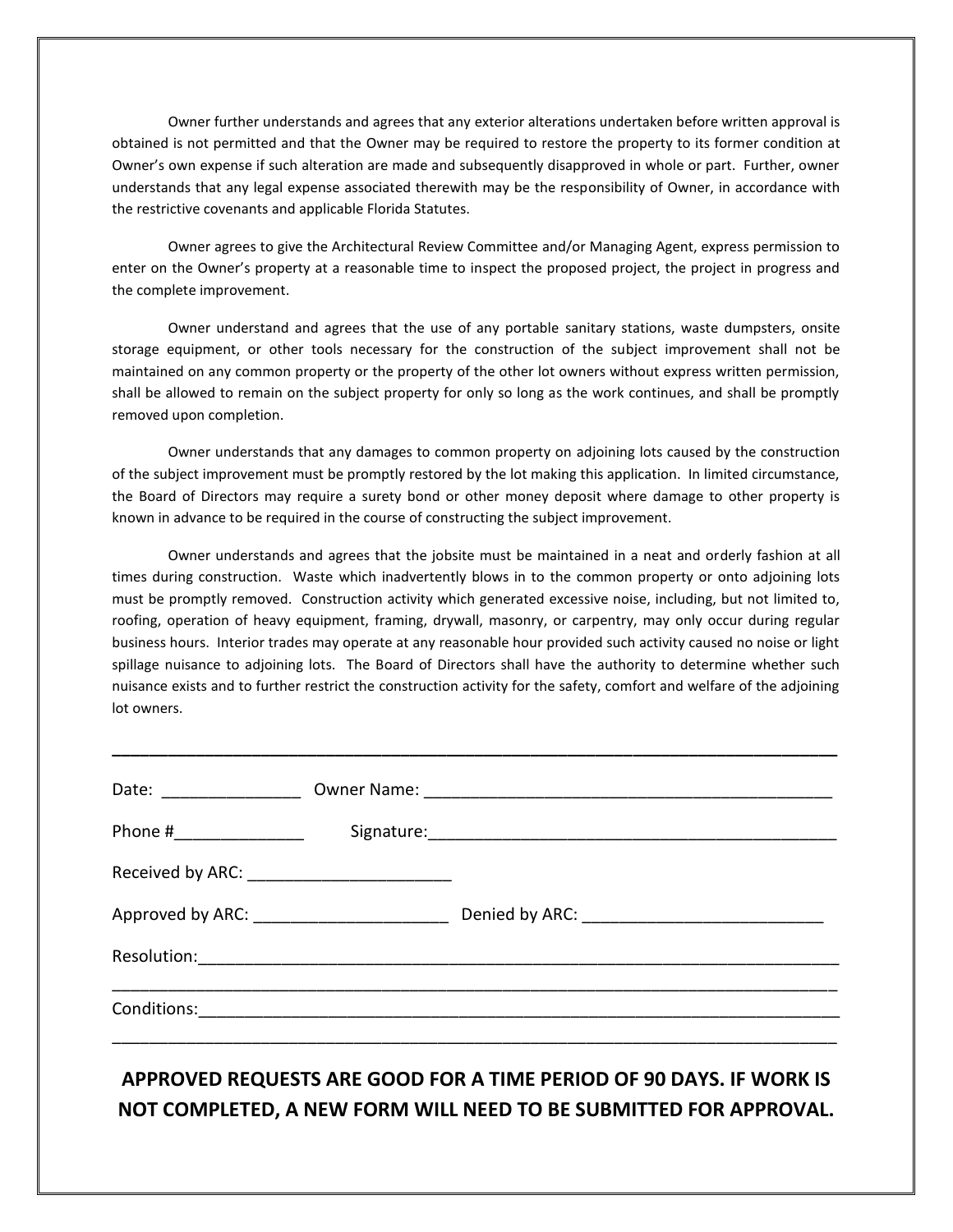Owner further understands and agrees that any exterior alterations undertaken before written approval is obtained is not permitted and that the Owner may be required to restore the property to its former condition at Owner's own expense if such alteration are made and subsequently disapproved in whole or part. Further, owner understands that any legal expense associated therewith may be the responsibility of Owner, in accordance with the restrictive covenants and applicable Florida Statutes.

Owner agrees to give the Architectural Review Committee and/or Managing Agent, express permission to enter on the Owner's property at a reasonable time to inspect the proposed project, the project in progress and the complete improvement.

Owner understand and agrees that the use of any portable sanitary stations, waste dumpsters, onsite storage equipment, or other tools necessary for the construction of the subject improvement shall not be maintained on any common property or the property of the other lot owners without express written permission, shall be allowed to remain on the subject property for only so long as the work continues, and shall be promptly removed upon completion.

Owner understands that any damages to common property on adjoining lots caused by the construction of the subject improvement must be promptly restored by the lot making this application. In limited circumstance, the Board of Directors may require a surety bond or other money deposit where damage to other property is known in advance to be required in the course of constructing the subject improvement.

Owner understands and agrees that the jobsite must be maintained in a neat and orderly fashion at all times during construction. Waste which inadvertently blows in to the common property or onto adjoining lots must be promptly removed. Construction activity which generated excessive noise, including, but not limited to, roofing, operation of heavy equipment, framing, drywall, masonry, or carpentry, may only occur during regular business hours. Interior trades may operate at any reasonable hour provided such activity caused no noise or light spillage nuisance to adjoining lots. The Board of Directors shall have the authority to determine whether such nuisance exists and to further restrict the construction activity for the safety, comfort and welfare of the adjoining lot owners.

---

Date: _______________ Owner Name: _____________________________________________

Phone #______________ Signature:_____________________________________________

Received by ARC: ______________________

Approved by ARC: _____________________ Denied by ARC: __________________________

Resolution:______________________________________________________________________

_________________________________________________________________________________

Conditions:______________________________________________________________________

_________________________________________________________________________________

**APPROVED REQUESTS ARE GOOD FOR A TIME PERIOD OF 90 DAYS. IF WORK IS NOT COMPLETED, A NEW FORM WILL NEED TO BE SUBMITTED FOR APPROVAL.**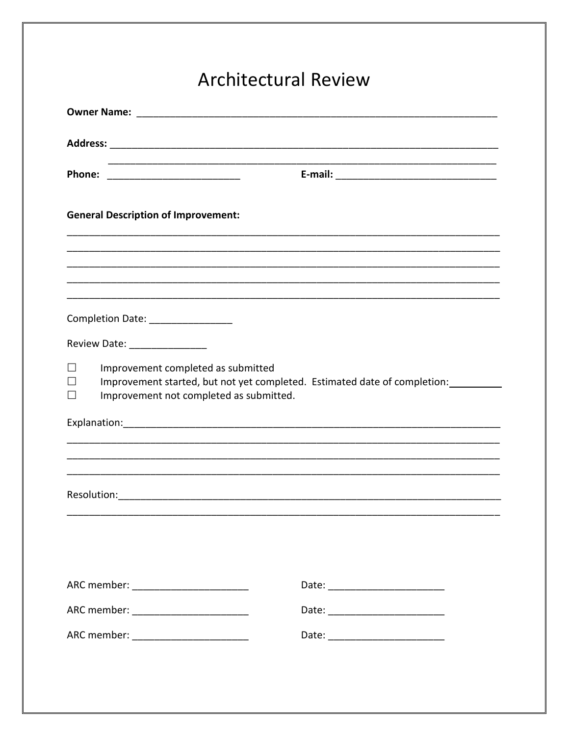# Architectural Review

**Owner Name:** ____________________________________________________________________

**Address:** _______________________________________________________________________

_______________________________________________________________________

**Phone:** _________________________ **E-mail:** ______________________________

**General Description of Improvement:**

_______________________________________________________________________________

_______________________________________________________________________________

_______________________________________________________________________________

_______________________________________________________________________________

_______________________________________________________________________________

Completion Date: _______________

Review Date: ______________

☐ Improvement completed as submitted

☐ Improvement started, but not yet completed. Estimated date of completion: __________

☐ Improvement not completed as submitted.

Explanation:____________________________________________________________________

_______________________________________________________________________________

_______________________________________________________________________________

_______________________________________________________________________________

Resolution:_____________________________________________________________________

_______________________________________________________________________________

ARC member: ______________________ Date: ______________________

ARC member: ______________________ Date: ______________________

ARC member: ______________________ Date: ______________________